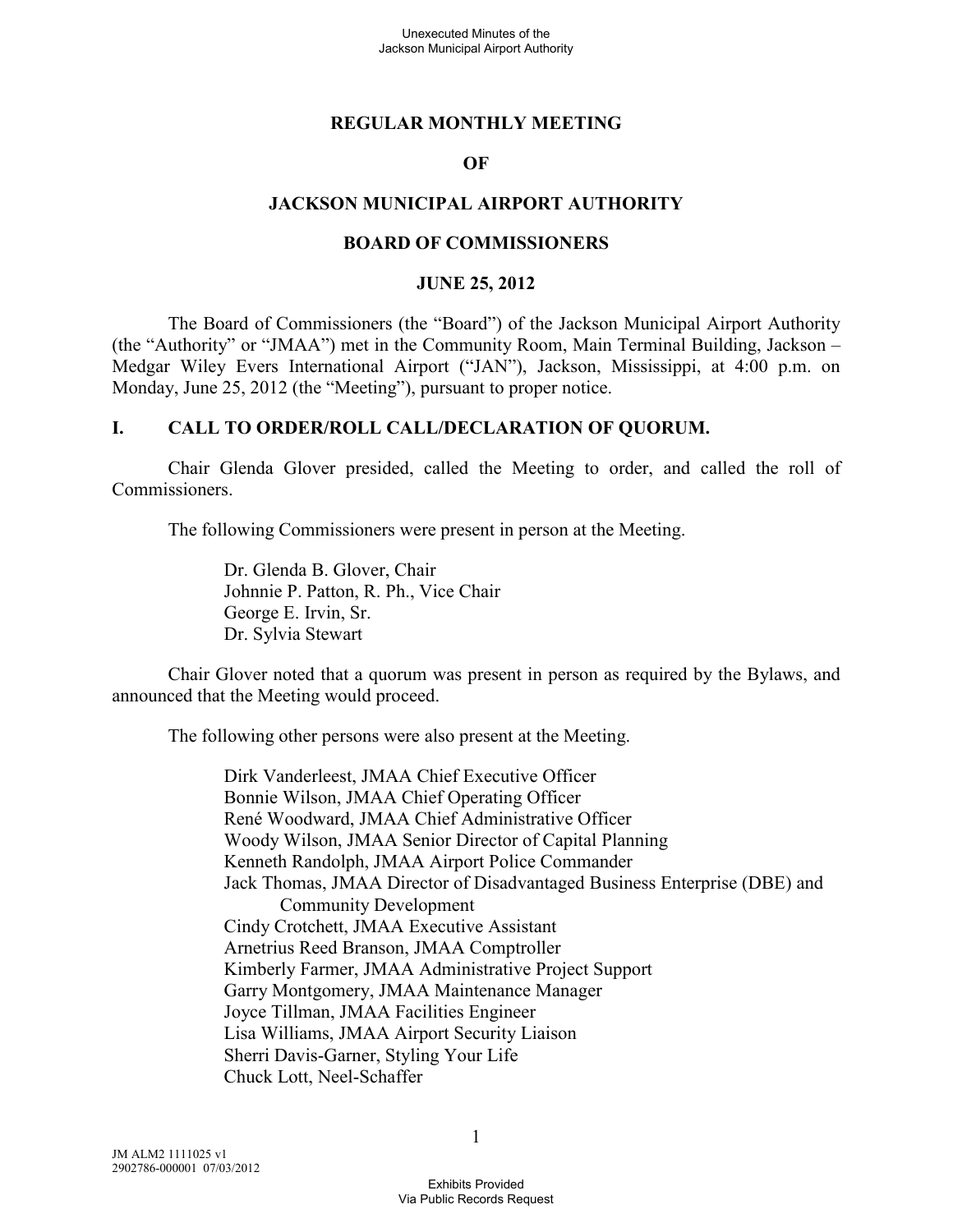# REGULAR MONTHLY MEETING

# OF

# JACKSON MUNICIPAL AIRPORT AUTHORITY

# BOARD OF COMMISSIONERS

# JUNE 25, 2012

The Board of Commissioners (the "Board") of the Jackson Municipal Airport Authority (the "Authority" or "JMAA") met in the Community Room, Main Terminal Building, Jackson – Medgar Wiley Evers International Airport ("JAN"), Jackson, Mississippi, at 4:00 p.m. on Monday, June 25, 2012 (the "Meeting"), pursuant to proper notice.

## I. CALL TO ORDER/ROLL CALL/DECLARATION OF QUORUM.

Chair Glenda Glover presided, called the Meeting to order, and called the roll of Commissioners.

The following Commissioners were present in person at the Meeting.

Dr. Glenda B. Glover, Chair
Johnnie P. Patton, R. Ph., Vice Chair
George E. Irvin, Sr.
Dr. Sylvia Stewart

Chair Glover noted that a quorum was present in person as required by the Bylaws, and announced that the Meeting would proceed.

The following other persons were also present at the Meeting.

Dirk Vanderleest, JMAA Chief Executive Officer
Bonnie Wilson, JMAA Chief Operating Officer
René Woodward, JMAA Chief Administrative Officer
Woody Wilson, JMAA Senior Director of Capital Planning
Kenneth Randolph, JMAA Airport Police Commander
Jack Thomas, JMAA Director of Disadvantaged Business Enterprise (DBE) and Community Development
Cindy Crotchett, JMAA Executive Assistant
Arnetrius Reed Branson, JMAA Comptroller
Kimberly Farmer, JMAA Administrative Project Support
Garry Montgomery, JMAA Maintenance Manager
Joyce Tillman, JMAA Facilities Engineer
Lisa Williams, JMAA Airport Security Liaison
Sherri Davis-Garner, Styling Your Life
Chuck Lott, Neel-Schaffer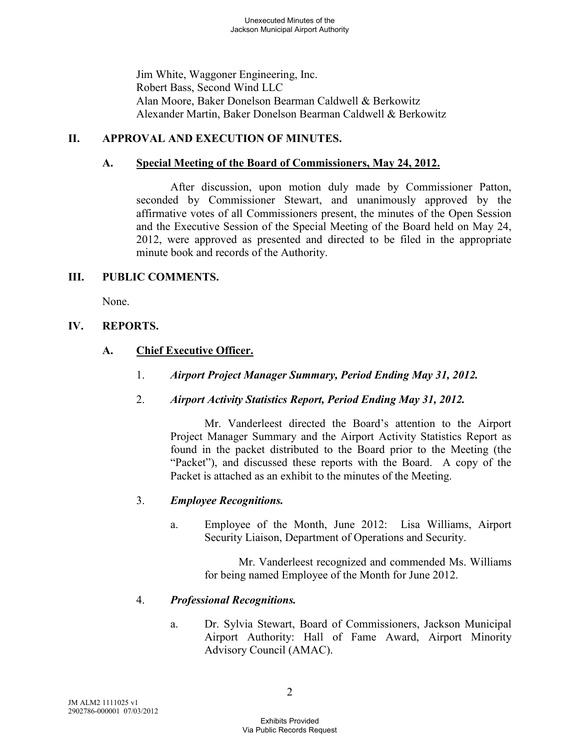Jim White, Waggoner Engineering, Inc.
Robert Bass, Second Wind LLC
Alan Moore, Baker Donelson Bearman Caldwell & Berkowitz
Alexander Martin, Baker Donelson Bearman Caldwell & Berkowitz

## II. APPROVAL AND EXECUTION OF MINUTES.

### A. Special Meeting of the Board of Commissioners, May 24, 2012.

After discussion, upon motion duly made by Commissioner Patton, seconded by Commissioner Stewart, and unanimously approved by the affirmative votes of all Commissioners present, the minutes of the Open Session and the Executive Session of the Special Meeting of the Board held on May 24, 2012, were approved as presented and directed to be filed in the appropriate minute book and records of the Authority.

## III. PUBLIC COMMENTS.

None.

## IV. REPORTS.

### A. Chief Executive Officer.

1. ***Airport Project Manager Summary, Period Ending May 31, 2012.***

2. ***Airport Activity Statistics Report, Period Ending May 31, 2012.***

   Mr. Vanderleest directed the Board's attention to the Airport Project Manager Summary and the Airport Activity Statistics Report as found in the packet distributed to the Board prior to the Meeting (the "Packet"), and discussed these reports with the Board. A copy of the Packet is attached as an exhibit to the minutes of the Meeting.

3. ***Employee Recognitions.***

   a. Employee of the Month, June 2012: Lisa Williams, Airport Security Liaison, Department of Operations and Security.

      Mr. Vanderleest recognized and commended Ms. Williams for being named Employee of the Month for June 2012.

4. ***Professional Recognitions.***

   a. Dr. Sylvia Stewart, Board of Commissioners, Jackson Municipal Airport Authority: Hall of Fame Award, Airport Minority Advisory Council (AMAC).

JM ALM2 1111025 v1
2902786-000001 07/03/2012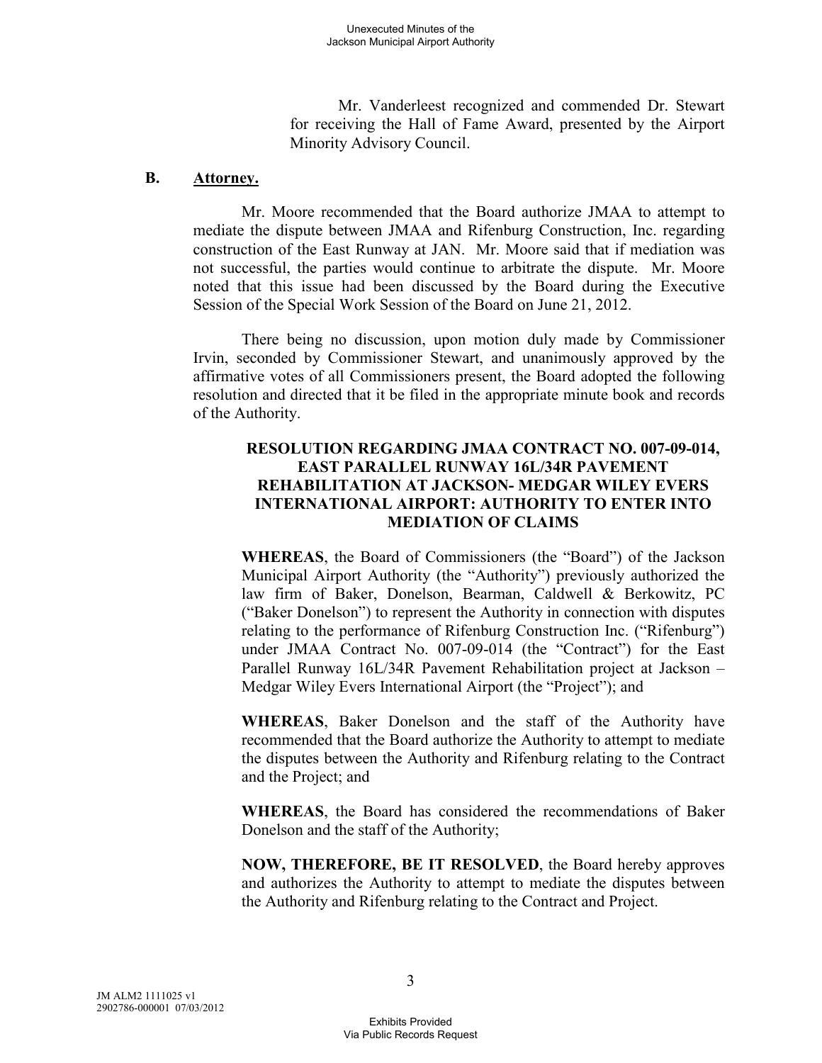Mr. Vanderleest recognized and commended Dr. Stewart for receiving the Hall of Fame Award, presented by the Airport Minority Advisory Council.

**B. Attorney.**

Mr. Moore recommended that the Board authorize JMAA to attempt to mediate the dispute between JMAA and Rifenburg Construction, Inc. regarding construction of the East Runway at JAN. Mr. Moore said that if mediation was not successful, the parties would continue to arbitrate the dispute. Mr. Moore noted that this issue had been discussed by the Board during the Executive Session of the Special Work Session of the Board on June 21, 2012.

There being no discussion, upon motion duly made by Commissioner Irvin, seconded by Commissioner Stewart, and unanimously approved by the affirmative votes of all Commissioners present, the Board adopted the following resolution and directed that it be filed in the appropriate minute book and records of the Authority.

**RESOLUTION REGARDING JMAA CONTRACT NO. 007-09-014, EAST PARALLEL RUNWAY 16L/34R PAVEMENT REHABILITATION AT JACKSON- MEDGAR WILEY EVERS INTERNATIONAL AIRPORT: AUTHORITY TO ENTER INTO MEDIATION OF CLAIMS**

**WHEREAS**, the Board of Commissioners (the "Board") of the Jackson Municipal Airport Authority (the "Authority") previously authorized the law firm of Baker, Donelson, Bearman, Caldwell & Berkowitz, PC ("Baker Donelson") to represent the Authority in connection with disputes relating to the performance of Rifenburg Construction Inc. ("Rifenburg") under JMAA Contract No. 007-09-014 (the "Contract") for the East Parallel Runway 16L/34R Pavement Rehabilitation project at Jackson – Medgar Wiley Evers International Airport (the "Project"); and

**WHEREAS**, Baker Donelson and the staff of the Authority have recommended that the Board authorize the Authority to attempt to mediate the disputes between the Authority and Rifenburg relating to the Contract and the Project; and

**WHEREAS**, the Board has considered the recommendations of Baker Donelson and the staff of the Authority;

**NOW, THEREFORE, BE IT RESOLVED**, the Board hereby approves and authorizes the Authority to attempt to mediate the disputes between the Authority and Rifenburg relating to the Contract and Project.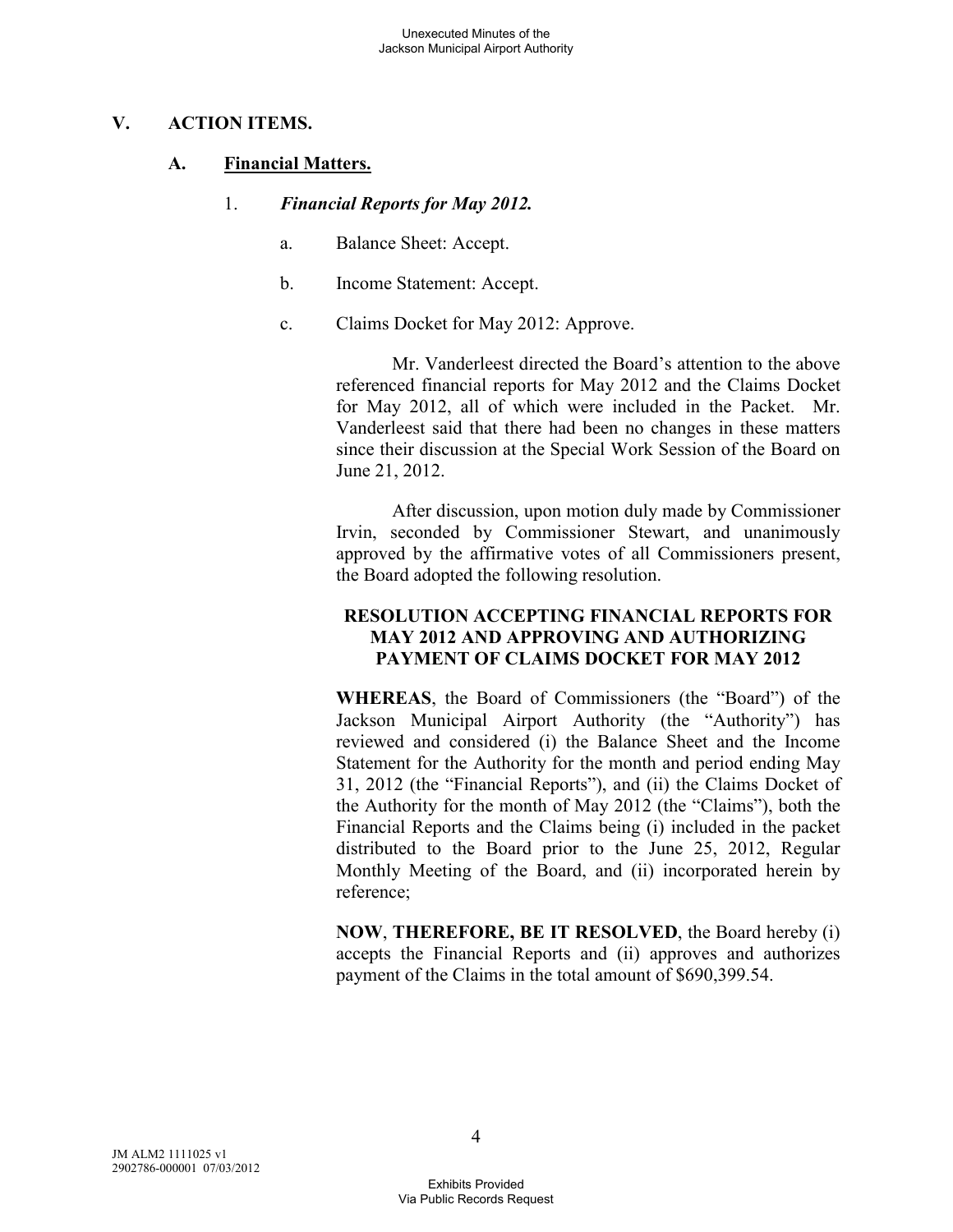## V. ACTION ITEMS.

### A. Financial Matters.

1. ***Financial Reports for May 2012.***

   a. Balance Sheet: Accept.

   b. Income Statement: Accept.

   c. Claims Docket for May 2012: Approve.

Mr. Vanderleest directed the Board's attention to the above referenced financial reports for May 2012 and the Claims Docket for May 2012, all of which were included in the Packet. Mr. Vanderleest said that there had been no changes in these matters since their discussion at the Special Work Session of the Board on June 21, 2012.

After discussion, upon motion duly made by Commissioner Irvin, seconded by Commissioner Stewart, and unanimously approved by the affirmative votes of all Commissioners present, the Board adopted the following resolution.

**RESOLUTION ACCEPTING FINANCIAL REPORTS FOR MAY 2012 AND APPROVING AND AUTHORIZING PAYMENT OF CLAIMS DOCKET FOR MAY 2012**

**WHEREAS**, the Board of Commissioners (the "Board") of the Jackson Municipal Airport Authority (the "Authority") has reviewed and considered (i) the Balance Sheet and the Income Statement for the Authority for the month and period ending May 31, 2012 (the "Financial Reports"), and (ii) the Claims Docket of the Authority for the month of May 2012 (the "Claims"), both the Financial Reports and the Claims being (i) included in the packet distributed to the Board prior to the June 25, 2012, Regular Monthly Meeting of the Board, and (ii) incorporated herein by reference;

**NOW**, **THEREFORE, BE IT RESOLVED**, the Board hereby (i) accepts the Financial Reports and (ii) approves and authorizes payment of the Claims in the total amount of $690,399.54.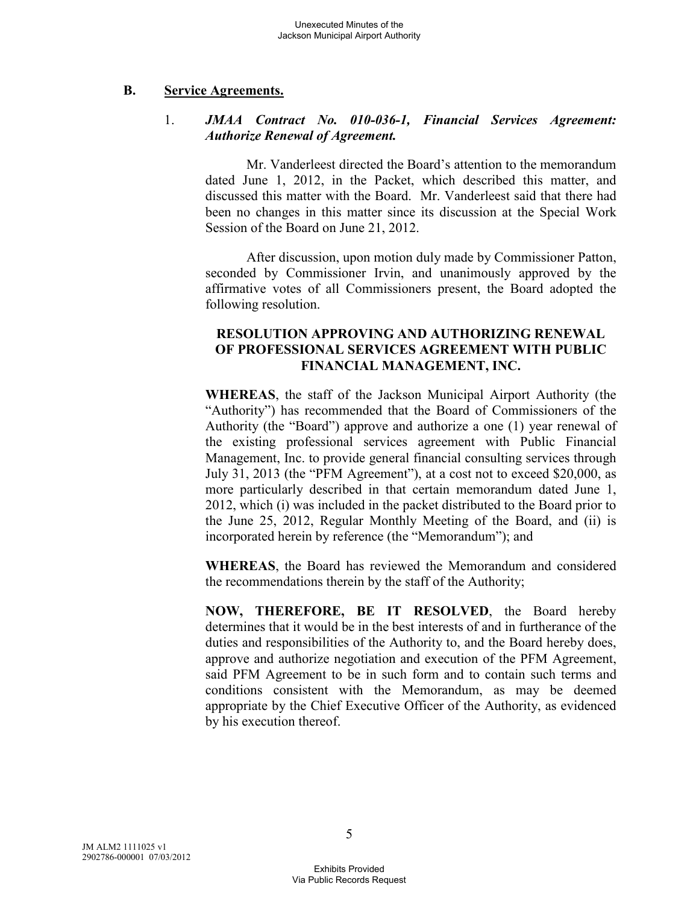**B. Service Agreements.**

1. ***JMAA Contract No. 010-036-1, Financial Services Agreement: Authorize Renewal of Agreement.***

Mr. Vanderleest directed the Board's attention to the memorandum dated June 1, 2012, in the Packet, which described this matter, and discussed this matter with the Board. Mr. Vanderleest said that there had been no changes in this matter since its discussion at the Special Work Session of the Board on June 21, 2012.

After discussion, upon motion duly made by Commissioner Patton, seconded by Commissioner Irvin, and unanimously approved by the affirmative votes of all Commissioners present, the Board adopted the following resolution.

**RESOLUTION APPROVING AND AUTHORIZING RENEWAL OF PROFESSIONAL SERVICES AGREEMENT WITH PUBLIC FINANCIAL MANAGEMENT, INC.**

**WHEREAS**, the staff of the Jackson Municipal Airport Authority (the "Authority") has recommended that the Board of Commissioners of the Authority (the "Board") approve and authorize a one (1) year renewal of the existing professional services agreement with Public Financial Management, Inc. to provide general financial consulting services through July 31, 2013 (the "PFM Agreement"), at a cost not to exceed $20,000, as more particularly described in that certain memorandum dated June 1, 2012, which (i) was included in the packet distributed to the Board prior to the June 25, 2012, Regular Monthly Meeting of the Board, and (ii) is incorporated herein by reference (the "Memorandum"); and

**WHEREAS**, the Board has reviewed the Memorandum and considered the recommendations therein by the staff of the Authority;

**NOW, THEREFORE, BE IT RESOLVED**, the Board hereby determines that it would be in the best interests of and in furtherance of the duties and responsibilities of the Authority to, and the Board hereby does, approve and authorize negotiation and execution of the PFM Agreement, said PFM Agreement to be in such form and to contain such terms and conditions consistent with the Memorandum, as may be deemed appropriate by the Chief Executive Officer of the Authority, as evidenced by his execution thereof.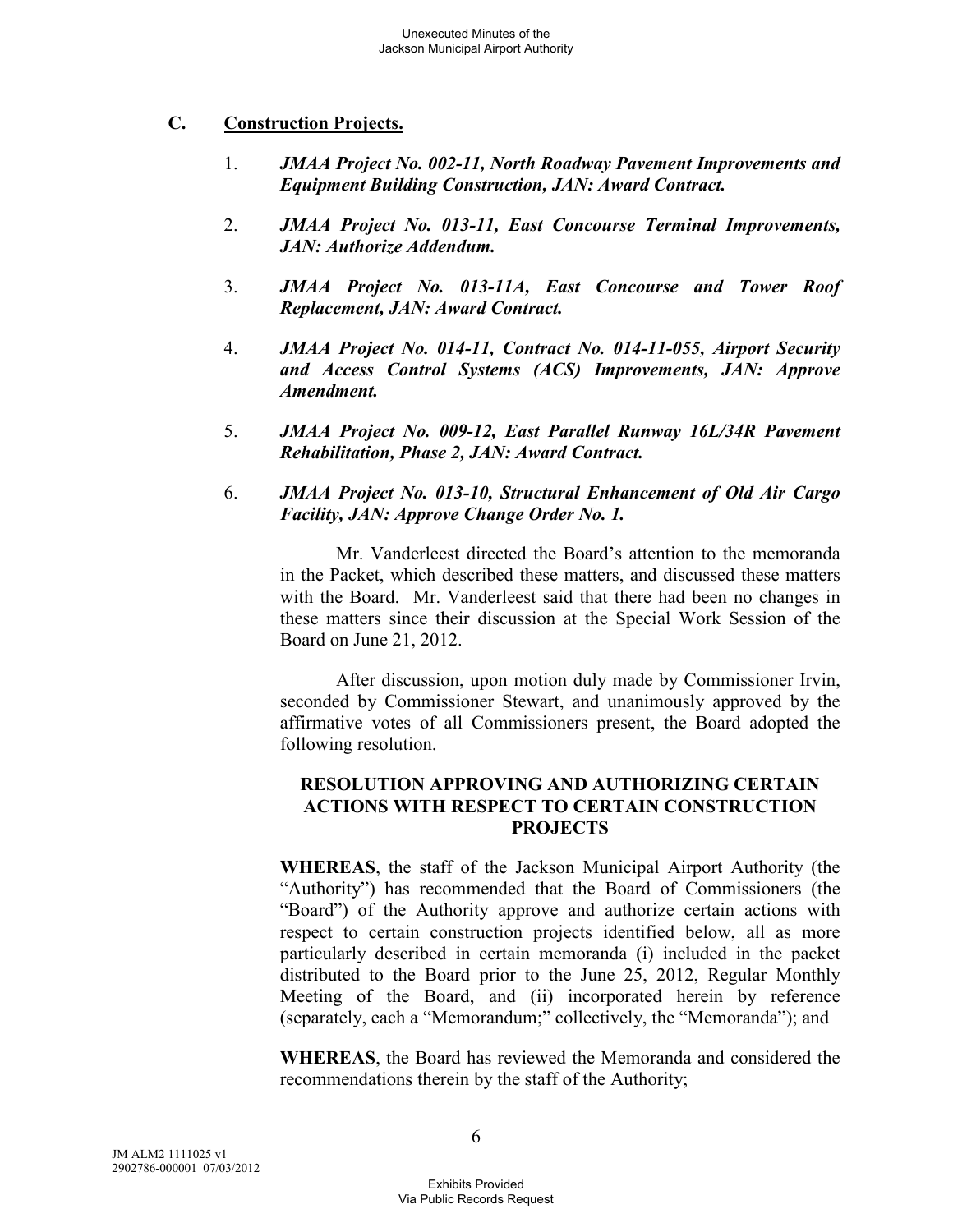## C. Construction Projects.

1. ***JMAA Project No. 002-11, North Roadway Pavement Improvements and Equipment Building Construction, JAN: Award Contract.***

2. ***JMAA Project No. 013-11, East Concourse Terminal Improvements, JAN: Authorize Addendum.***

3. ***JMAA Project No. 013-11A, East Concourse and Tower Roof Replacement, JAN: Award Contract.***

4. ***JMAA Project No. 014-11, Contract No. 014-11-055, Airport Security and Access Control Systems (ACS) Improvements, JAN: Approve Amendment.***

5. ***JMAA Project No. 009-12, East Parallel Runway 16L/34R Pavement Rehabilitation, Phase 2, JAN: Award Contract.***

6. ***JMAA Project No. 013-10, Structural Enhancement of Old Air Cargo Facility, JAN: Approve Change Order No. 1.***

Mr. Vanderleest directed the Board's attention to the memoranda in the Packet, which described these matters, and discussed these matters with the Board. Mr. Vanderleest said that there had been no changes in these matters since their discussion at the Special Work Session of the Board on June 21, 2012.

After discussion, upon motion duly made by Commissioner Irvin, seconded by Commissioner Stewart, and unanimously approved by the affirmative votes of all Commissioners present, the Board adopted the following resolution.

**RESOLUTION APPROVING AND AUTHORIZING CERTAIN ACTIONS WITH RESPECT TO CERTAIN CONSTRUCTION PROJECTS**

**WHEREAS**, the staff of the Jackson Municipal Airport Authority (the "Authority") has recommended that the Board of Commissioners (the "Board") of the Authority approve and authorize certain actions with respect to certain construction projects identified below, all as more particularly described in certain memoranda (i) included in the packet distributed to the Board prior to the June 25, 2012, Regular Monthly Meeting of the Board, and (ii) incorporated herein by reference (separately, each a "Memorandum;" collectively, the "Memoranda"); and

**WHEREAS**, the Board has reviewed the Memoranda and considered the recommendations therein by the staff of the Authority;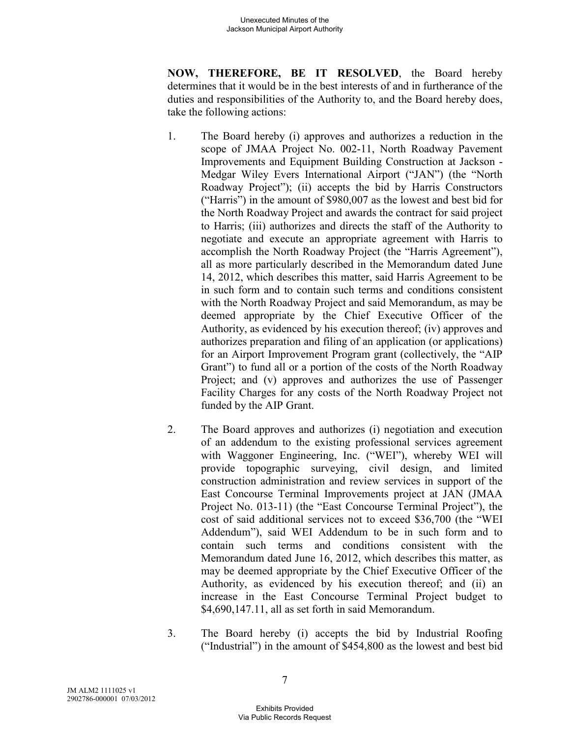**NOW, THEREFORE, BE IT RESOLVED**, the Board hereby determines that it would be in the best interests of and in furtherance of the duties and responsibilities of the Authority to, and the Board hereby does, take the following actions:

1. The Board hereby (i) approves and authorizes a reduction in the scope of JMAA Project No. 002-11, North Roadway Pavement Improvements and Equipment Building Construction at Jackson - Medgar Wiley Evers International Airport ("JAN") (the "North Roadway Project"); (ii) accepts the bid by Harris Constructors ("Harris") in the amount of $980,007 as the lowest and best bid for the North Roadway Project and awards the contract for said project to Harris; (iii) authorizes and directs the staff of the Authority to negotiate and execute an appropriate agreement with Harris to accomplish the North Roadway Project (the "Harris Agreement"), all as more particularly described in the Memorandum dated June 14, 2012, which describes this matter, said Harris Agreement to be in such form and to contain such terms and conditions consistent with the North Roadway Project and said Memorandum, as may be deemed appropriate by the Chief Executive Officer of the Authority, as evidenced by his execution thereof; (iv) approves and authorizes preparation and filing of an application (or applications) for an Airport Improvement Program grant (collectively, the "AIP Grant") to fund all or a portion of the costs of the North Roadway Project; and (v) approves and authorizes the use of Passenger Facility Charges for any costs of the North Roadway Project not funded by the AIP Grant.

2. The Board approves and authorizes (i) negotiation and execution of an addendum to the existing professional services agreement with Waggoner Engineering, Inc. ("WEI"), whereby WEI will provide topographic surveying, civil design, and limited construction administration and review services in support of the East Concourse Terminal Improvements project at JAN (JMAA Project No. 013-11) (the "East Concourse Terminal Project"), the cost of said additional services not to exceed $36,700 (the "WEI Addendum"), said WEI Addendum to be in such form and to contain such terms and conditions consistent with the Memorandum dated June 16, 2012, which describes this matter, as may be deemed appropriate by the Chief Executive Officer of the Authority, as evidenced by his execution thereof; and (ii) an increase in the East Concourse Terminal Project budget to $4,690,147.11, all as set forth in said Memorandum.

3. The Board hereby (i) accepts the bid by Industrial Roofing ("Industrial") in the amount of $454,800 as the lowest and best bid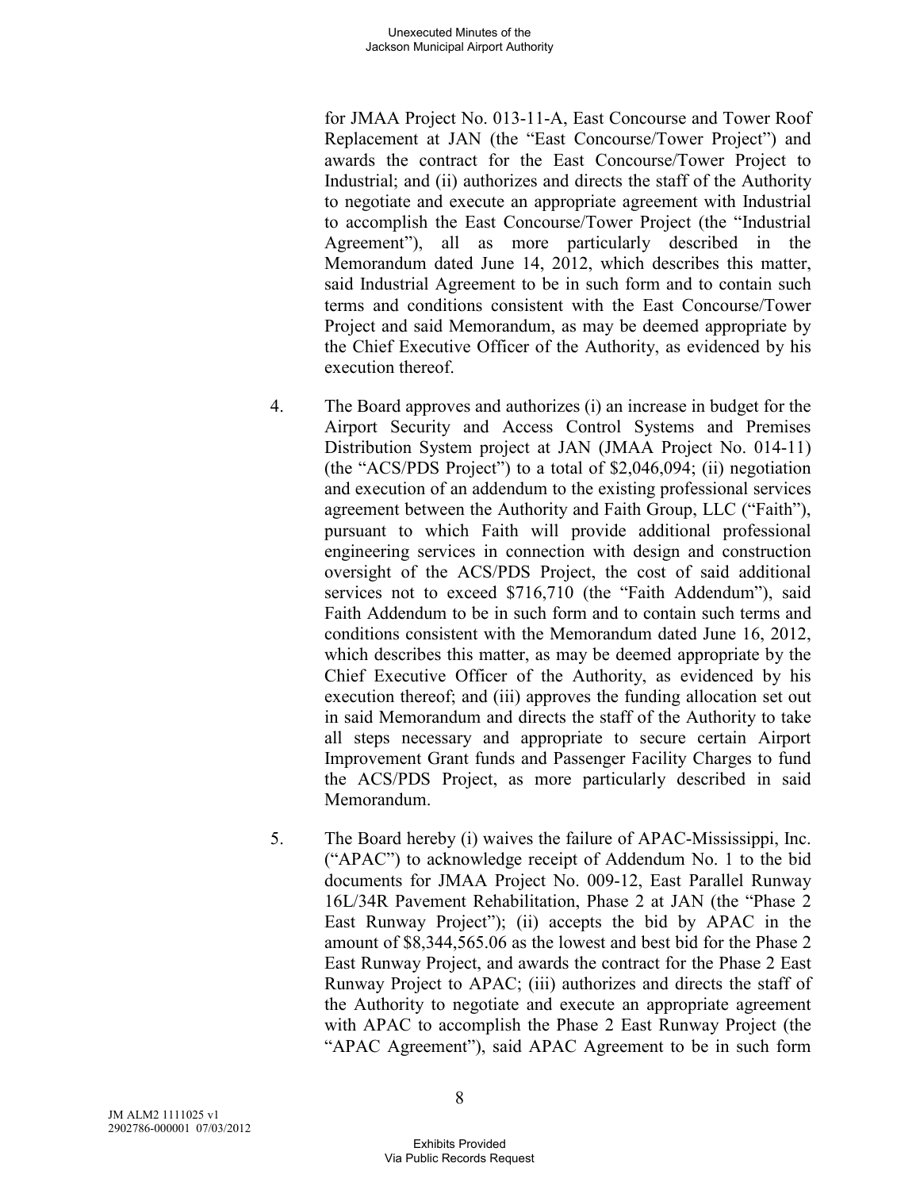for JMAA Project No. 013-11-A, East Concourse and Tower Roof Replacement at JAN (the "East Concourse/Tower Project") and awards the contract for the East Concourse/Tower Project to Industrial; and (ii) authorizes and directs the staff of the Authority to negotiate and execute an appropriate agreement with Industrial to accomplish the East Concourse/Tower Project (the "Industrial Agreement"), all as more particularly described in the Memorandum dated June 14, 2012, which describes this matter, said Industrial Agreement to be in such form and to contain such terms and conditions consistent with the East Concourse/Tower Project and said Memorandum, as may be deemed appropriate by the Chief Executive Officer of the Authority, as evidenced by his execution thereof.

4. The Board approves and authorizes (i) an increase in budget for the Airport Security and Access Control Systems and Premises Distribution System project at JAN (JMAA Project No. 014-11) (the "ACS/PDS Project") to a total of $2,046,094; (ii) negotiation and execution of an addendum to the existing professional services agreement between the Authority and Faith Group, LLC ("Faith"), pursuant to which Faith will provide additional professional engineering services in connection with design and construction oversight of the ACS/PDS Project, the cost of said additional services not to exceed $716,710 (the "Faith Addendum"), said Faith Addendum to be in such form and to contain such terms and conditions consistent with the Memorandum dated June 16, 2012, which describes this matter, as may be deemed appropriate by the Chief Executive Officer of the Authority, as evidenced by his execution thereof; and (iii) approves the funding allocation set out in said Memorandum and directs the staff of the Authority to take all steps necessary and appropriate to secure certain Airport Improvement Grant funds and Passenger Facility Charges to fund the ACS/PDS Project, as more particularly described in said Memorandum.

5. The Board hereby (i) waives the failure of APAC-Mississippi, Inc. ("APAC") to acknowledge receipt of Addendum No. 1 to the bid documents for JMAA Project No. 009-12, East Parallel Runway 16L/34R Pavement Rehabilitation, Phase 2 at JAN (the "Phase 2 East Runway Project"); (ii) accepts the bid by APAC in the amount of $8,344,565.06 as the lowest and best bid for the Phase 2 East Runway Project, and awards the contract for the Phase 2 East Runway Project to APAC; (iii) authorizes and directs the staff of the Authority to negotiate and execute an appropriate agreement with APAC to accomplish the Phase 2 East Runway Project (the "APAC Agreement"), said APAC Agreement to be in such form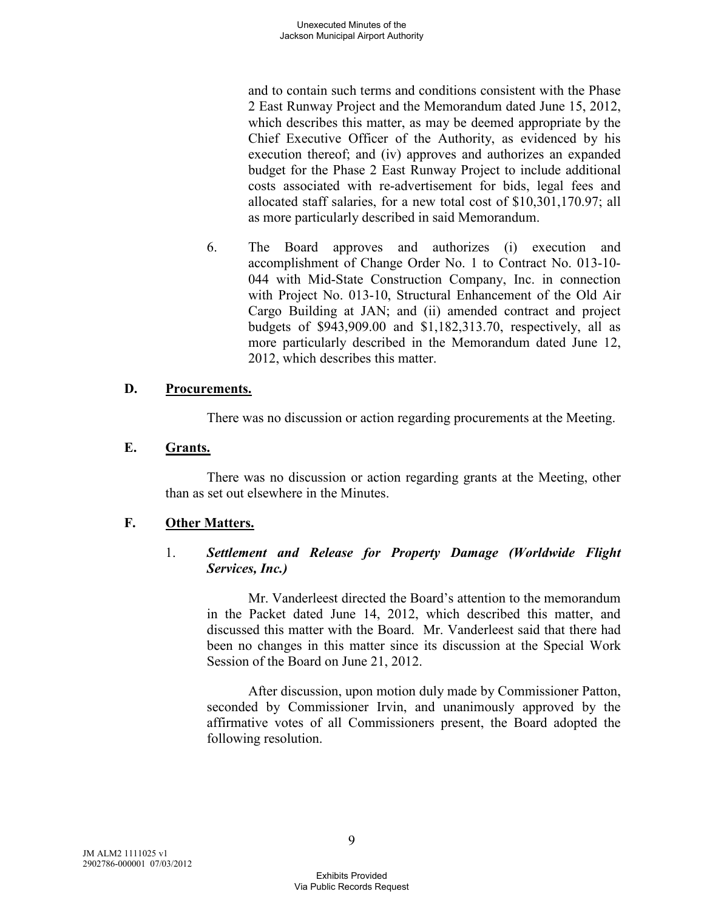and to contain such terms and conditions consistent with the Phase 2 East Runway Project and the Memorandum dated June 15, 2012, which describes this matter, as may be deemed appropriate by the Chief Executive Officer of the Authority, as evidenced by his execution thereof; and (iv) approves and authorizes an expanded budget for the Phase 2 East Runway Project to include additional costs associated with re-advertisement for bids, legal fees and allocated staff salaries, for a new total cost of $10,301,170.97; all as more particularly described in said Memorandum.

6. The Board approves and authorizes (i) execution and accomplishment of Change Order No. 1 to Contract No. 013-10-044 with Mid-State Construction Company, Inc. in connection with Project No. 013-10, Structural Enhancement of the Old Air Cargo Building at JAN; and (ii) amended contract and project budgets of $943,909.00 and $1,182,313.70, respectively, all as more particularly described in the Memorandum dated June 12, 2012, which describes this matter.

### D. Procurements.

There was no discussion or action regarding procurements at the Meeting.

### E. Grants.

There was no discussion or action regarding grants at the Meeting, other than as set out elsewhere in the Minutes.

### F. Other Matters.

1. ***Settlement and Release for Property Damage (Worldwide Flight Services, Inc.)***

Mr. Vanderleest directed the Board's attention to the memorandum in the Packet dated June 14, 2012, which described this matter, and discussed this matter with the Board. Mr. Vanderleest said that there had been no changes in this matter since its discussion at the Special Work Session of the Board on June 21, 2012.

After discussion, upon motion duly made by Commissioner Patton, seconded by Commissioner Irvin, and unanimously approved by the affirmative votes of all Commissioners present, the Board adopted the following resolution.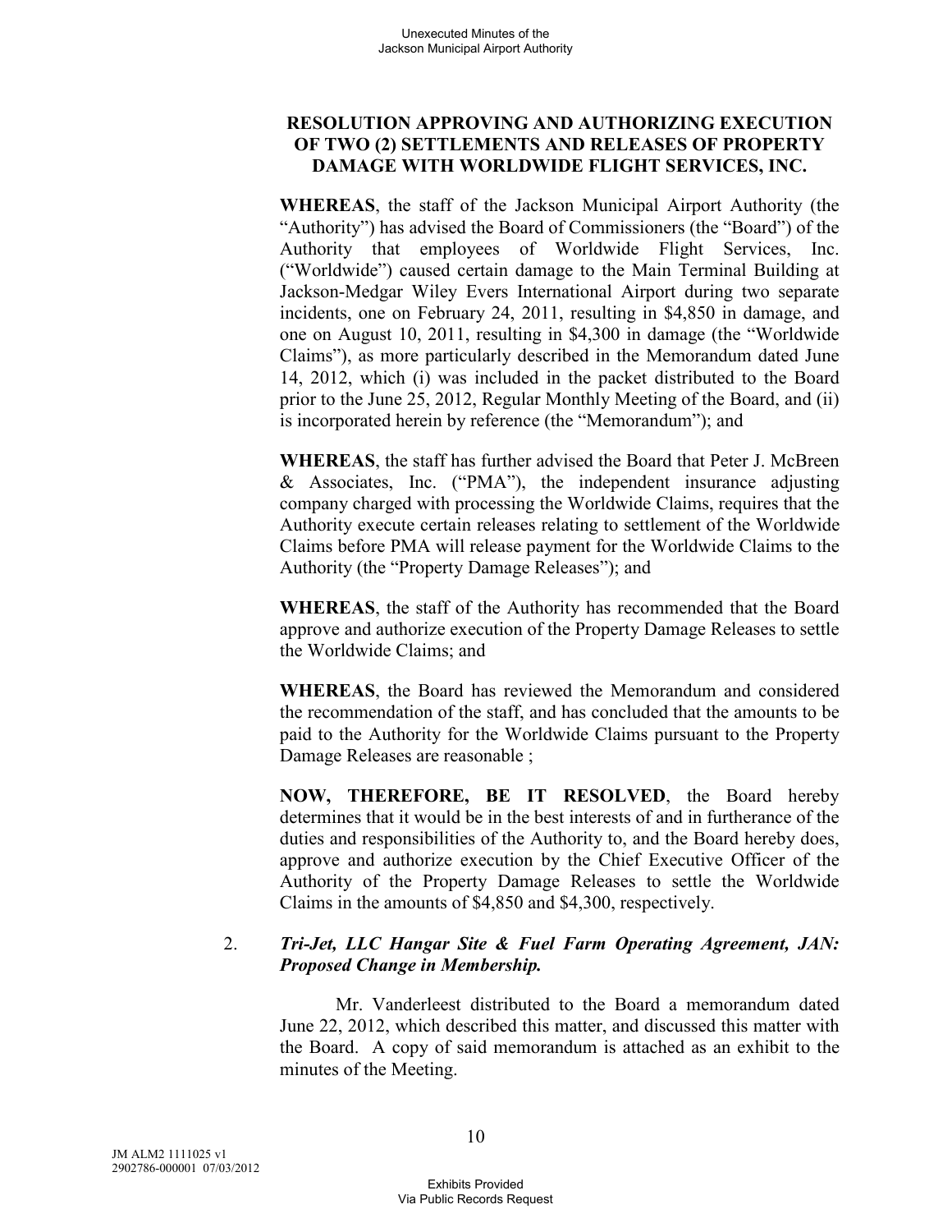**RESOLUTION APPROVING AND AUTHORIZING EXECUTION OF TWO (2) SETTLEMENTS AND RELEASES OF PROPERTY DAMAGE WITH WORLDWIDE FLIGHT SERVICES, INC.**

**WHEREAS**, the staff of the Jackson Municipal Airport Authority (the "Authority") has advised the Board of Commissioners (the "Board") of the Authority that employees of Worldwide Flight Services, Inc. ("Worldwide") caused certain damage to the Main Terminal Building at Jackson-Medgar Wiley Evers International Airport during two separate incidents, one on February 24, 2011, resulting in $4,850 in damage, and one on August 10, 2011, resulting in $4,300 in damage (the "Worldwide Claims"), as more particularly described in the Memorandum dated June 14, 2012, which (i) was included in the packet distributed to the Board prior to the June 25, 2012, Regular Monthly Meeting of the Board, and (ii) is incorporated herein by reference (the "Memorandum"); and

**WHEREAS**, the staff has further advised the Board that Peter J. McBreen & Associates, Inc. ("PMA"), the independent insurance adjusting company charged with processing the Worldwide Claims, requires that the Authority execute certain releases relating to settlement of the Worldwide Claims before PMA will release payment for the Worldwide Claims to the Authority (the "Property Damage Releases"); and

**WHEREAS**, the staff of the Authority has recommended that the Board approve and authorize execution of the Property Damage Releases to settle the Worldwide Claims; and

**WHEREAS**, the Board has reviewed the Memorandum and considered the recommendation of the staff, and has concluded that the amounts to be paid to the Authority for the Worldwide Claims pursuant to the Property Damage Releases are reasonable ;

**NOW, THEREFORE, BE IT RESOLVED**, the Board hereby determines that it would be in the best interests of and in furtherance of the duties and responsibilities of the Authority to, and the Board hereby does, approve and authorize execution by the Chief Executive Officer of the Authority of the Property Damage Releases to settle the Worldwide Claims in the amounts of $4,850 and $4,300, respectively.

2. ***Tri-Jet, LLC Hangar Site & Fuel Farm Operating Agreement, JAN: Proposed Change in Membership.***

Mr. Vanderleest distributed to the Board a memorandum dated June 22, 2012, which described this matter, and discussed this matter with the Board. A copy of said memorandum is attached as an exhibit to the minutes of the Meeting.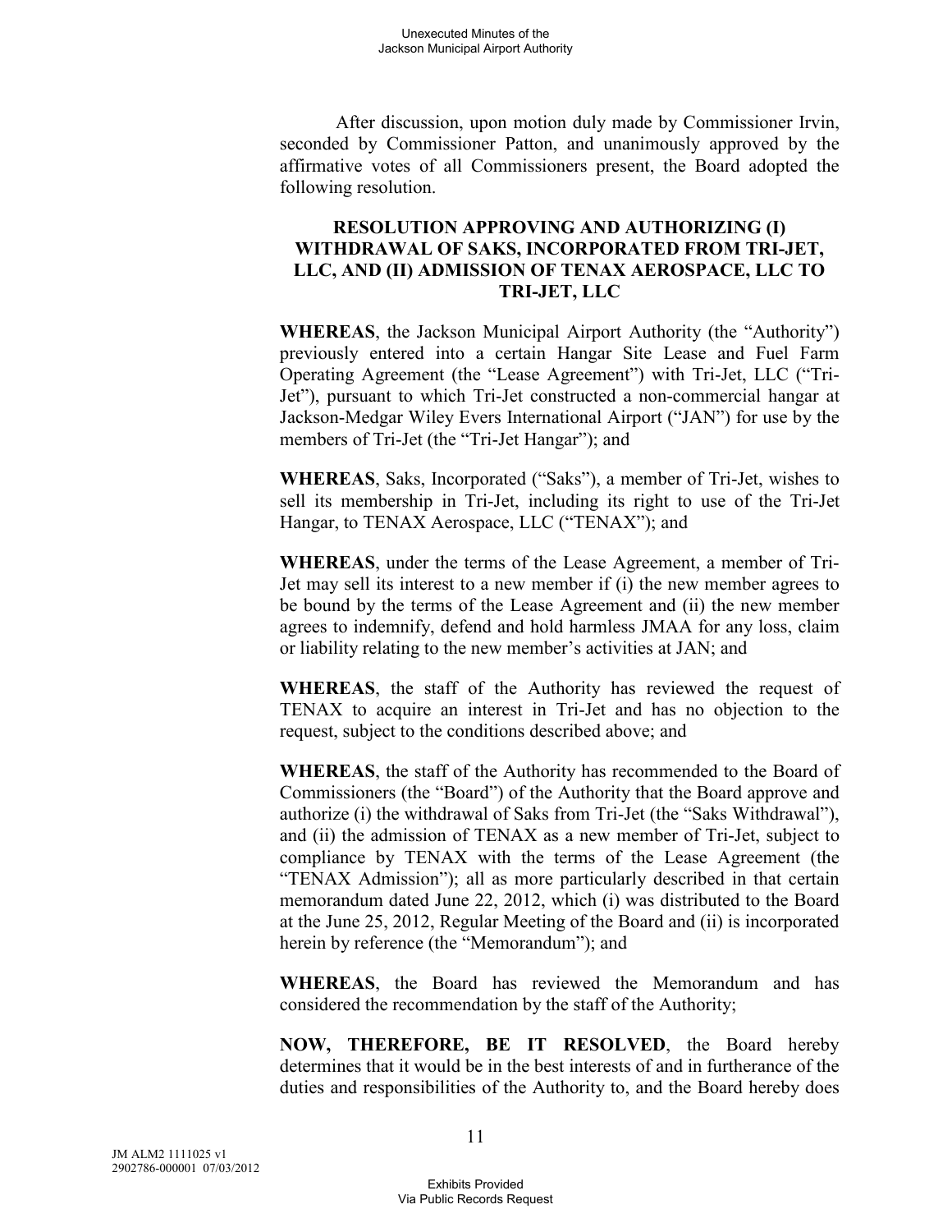After discussion, upon motion duly made by Commissioner Irvin, seconded by Commissioner Patton, and unanimously approved by the affirmative votes of all Commissioners present, the Board adopted the following resolution.

**RESOLUTION APPROVING AND AUTHORIZING (I) WITHDRAWAL OF SAKS, INCORPORATED FROM TRI-JET, LLC, AND (II) ADMISSION OF TENAX AEROSPACE, LLC TO TRI-JET, LLC**

**WHEREAS**, the Jackson Municipal Airport Authority (the "Authority") previously entered into a certain Hangar Site Lease and Fuel Farm Operating Agreement (the "Lease Agreement") with Tri-Jet, LLC ("Tri-Jet"), pursuant to which Tri-Jet constructed a non-commercial hangar at Jackson-Medgar Wiley Evers International Airport ("JAN") for use by the members of Tri-Jet (the "Tri-Jet Hangar"); and

**WHEREAS**, Saks, Incorporated ("Saks"), a member of Tri-Jet, wishes to sell its membership in Tri-Jet, including its right to use of the Tri-Jet Hangar, to TENAX Aerospace, LLC ("TENAX"); and

**WHEREAS**, under the terms of the Lease Agreement, a member of Tri-Jet may sell its interest to a new member if (i) the new member agrees to be bound by the terms of the Lease Agreement and (ii) the new member agrees to indemnify, defend and hold harmless JMAA for any loss, claim or liability relating to the new member's activities at JAN; and

**WHEREAS**, the staff of the Authority has reviewed the request of TENAX to acquire an interest in Tri-Jet and has no objection to the request, subject to the conditions described above; and

**WHEREAS**, the staff of the Authority has recommended to the Board of Commissioners (the "Board") of the Authority that the Board approve and authorize (i) the withdrawal of Saks from Tri-Jet (the "Saks Withdrawal"), and (ii) the admission of TENAX as a new member of Tri-Jet, subject to compliance by TENAX with the terms of the Lease Agreement (the "TENAX Admission"); all as more particularly described in that certain memorandum dated June 22, 2012, which (i) was distributed to the Board at the June 25, 2012, Regular Meeting of the Board and (ii) is incorporated herein by reference (the "Memorandum"); and

**WHEREAS**, the Board has reviewed the Memorandum and has considered the recommendation by the staff of the Authority;

**NOW, THEREFORE, BE IT RESOLVED**, the Board hereby determines that it would be in the best interests of and in furtherance of the duties and responsibilities of the Authority to, and the Board hereby does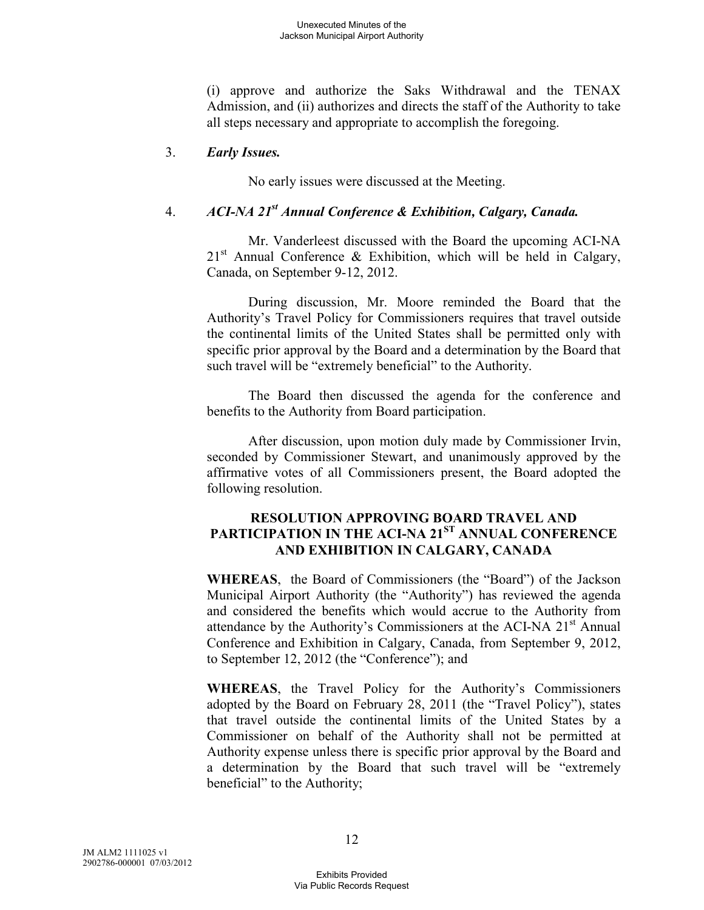(i) approve and authorize the Saks Withdrawal and the TENAX Admission, and (ii) authorizes and directs the staff of the Authority to take all steps necessary and appropriate to accomplish the foregoing.

3. ***Early Issues.***

No early issues were discussed at the Meeting.

4. ***ACI-NA 21st Annual Conference & Exhibition, Calgary, Canada.***

Mr. Vanderleest discussed with the Board the upcoming ACI-NA 21st Annual Conference & Exhibition, which will be held in Calgary, Canada, on September 9-12, 2012.

During discussion, Mr. Moore reminded the Board that the Authority's Travel Policy for Commissioners requires that travel outside the continental limits of the United States shall be permitted only with specific prior approval by the Board and a determination by the Board that such travel will be "extremely beneficial" to the Authority.

The Board then discussed the agenda for the conference and benefits to the Authority from Board participation.

After discussion, upon motion duly made by Commissioner Irvin, seconded by Commissioner Stewart, and unanimously approved by the affirmative votes of all Commissioners present, the Board adopted the following resolution.

**RESOLUTION APPROVING BOARD TRAVEL AND PARTICIPATION IN THE ACI-NA 21ST ANNUAL CONFERENCE AND EXHIBITION IN CALGARY, CANADA**

**WHEREAS**, the Board of Commissioners (the "Board") of the Jackson Municipal Airport Authority (the "Authority") has reviewed the agenda and considered the benefits which would accrue to the Authority from attendance by the Authority's Commissioners at the ACI-NA 21st Annual Conference and Exhibition in Calgary, Canada, from September 9, 2012, to September 12, 2012 (the "Conference"); and

**WHEREAS**, the Travel Policy for the Authority's Commissioners adopted by the Board on February 28, 2011 (the "Travel Policy"), states that travel outside the continental limits of the United States by a Commissioner on behalf of the Authority shall not be permitted at Authority expense unless there is specific prior approval by the Board and a determination by the Board that such travel will be "extremely beneficial" to the Authority;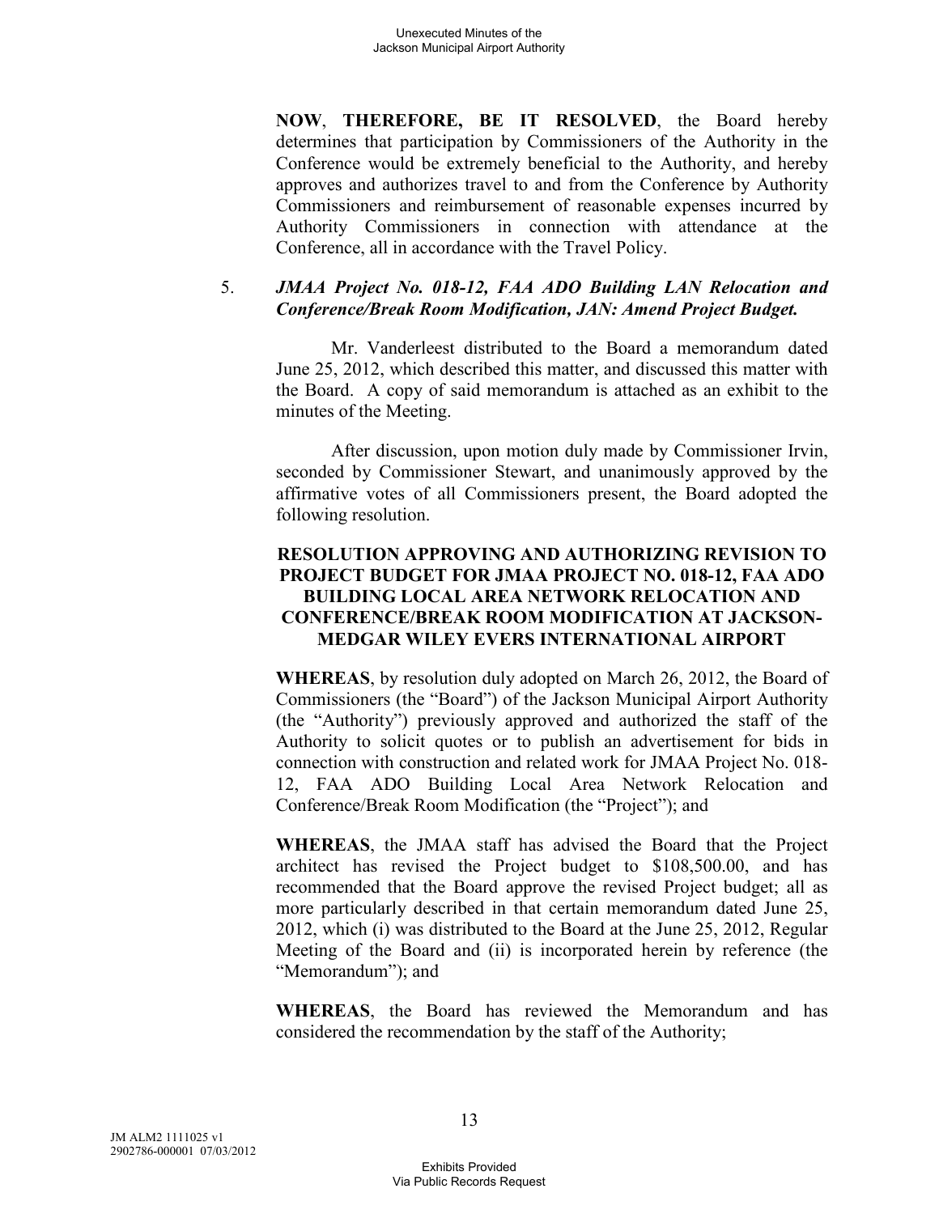**NOW**, **THEREFORE, BE IT RESOLVED**, the Board hereby determines that participation by Commissioners of the Authority in the Conference would be extremely beneficial to the Authority, and hereby approves and authorizes travel to and from the Conference by Authority Commissioners and reimbursement of reasonable expenses incurred by Authority Commissioners in connection with attendance at the Conference, all in accordance with the Travel Policy.

5. ***JMAA Project No. 018-12, FAA ADO Building LAN Relocation and Conference/Break Room Modification, JAN: Amend Project Budget.***

Mr. Vanderleest distributed to the Board a memorandum dated June 25, 2012, which described this matter, and discussed this matter with the Board. A copy of said memorandum is attached as an exhibit to the minutes of the Meeting.

After discussion, upon motion duly made by Commissioner Irvin, seconded by Commissioner Stewart, and unanimously approved by the affirmative votes of all Commissioners present, the Board adopted the following resolution.

**RESOLUTION APPROVING AND AUTHORIZING REVISION TO PROJECT BUDGET FOR JMAA PROJECT NO. 018-12, FAA ADO BUILDING LOCAL AREA NETWORK RELOCATION AND CONFERENCE/BREAK ROOM MODIFICATION AT JACKSON-MEDGAR WILEY EVERS INTERNATIONAL AIRPORT**

**WHEREAS**, by resolution duly adopted on March 26, 2012, the Board of Commissioners (the "Board") of the Jackson Municipal Airport Authority (the "Authority") previously approved and authorized the staff of the Authority to solicit quotes or to publish an advertisement for bids in connection with construction and related work for JMAA Project No. 018-12, FAA ADO Building Local Area Network Relocation and Conference/Break Room Modification (the "Project"); and

**WHEREAS**, the JMAA staff has advised the Board that the Project architect has revised the Project budget to $108,500.00, and has recommended that the Board approve the revised Project budget; all as more particularly described in that certain memorandum dated June 25, 2012, which (i) was distributed to the Board at the June 25, 2012, Regular Meeting of the Board and (ii) is incorporated herein by reference (the "Memorandum"); and

**WHEREAS**, the Board has reviewed the Memorandum and has considered the recommendation by the staff of the Authority;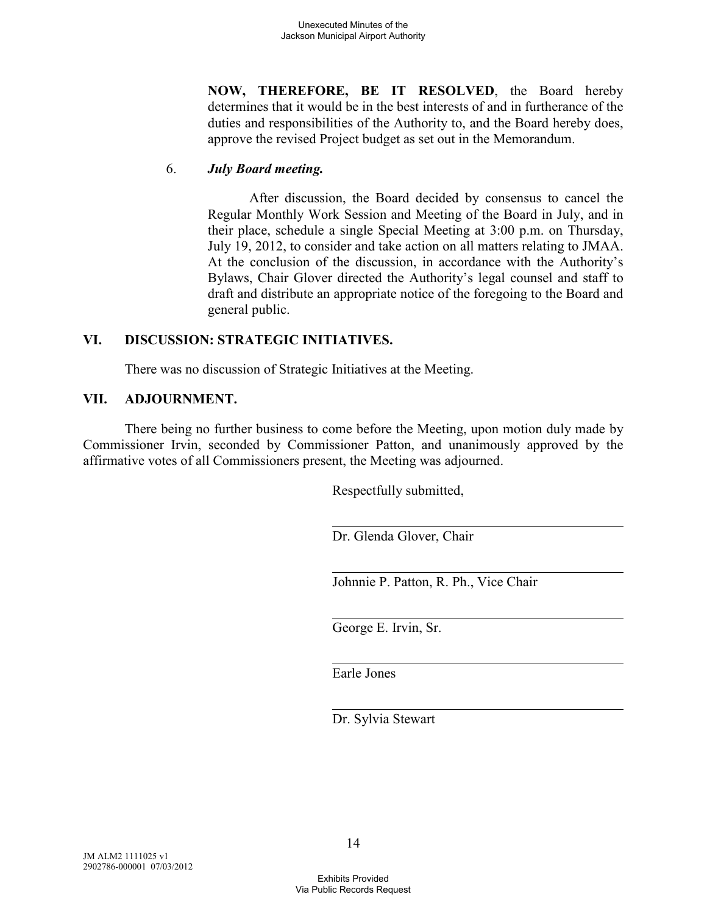**NOW, THEREFORE, BE IT RESOLVED**, the Board hereby determines that it would be in the best interests of and in furtherance of the duties and responsibilities of the Authority to, and the Board hereby does, approve the revised Project budget as set out in the Memorandum.

6. ***July Board meeting.***

After discussion, the Board decided by consensus to cancel the Regular Monthly Work Session and Meeting of the Board in July, and in their place, schedule a single Special Meeting at 3:00 p.m. on Thursday, July 19, 2012, to consider and take action on all matters relating to JMAA. At the conclusion of the discussion, in accordance with the Authority's Bylaws, Chair Glover directed the Authority's legal counsel and staff to draft and distribute an appropriate notice of the foregoing to the Board and general public.

## VI. DISCUSSION: STRATEGIC INITIATIVES.

There was no discussion of Strategic Initiatives at the Meeting.

## VII. ADJOURNMENT.

There being no further business to come before the Meeting, upon motion duly made by Commissioner Irvin, seconded by Commissioner Patton, and unanimously approved by the affirmative votes of all Commissioners present, the Meeting was adjourned.

Respectfully submitted,

\_\_\_\_\_\_\_\_\_\_\_\_\_\_\_\_\_\_\_\_\_\_\_\_\_\_\_\_\_\_
Dr. Glenda Glover, Chair

\_\_\_\_\_\_\_\_\_\_\_\_\_\_\_\_\_\_\_\_\_\_\_\_\_\_\_\_\_\_
Johnnie P. Patton, R. Ph., Vice Chair

\_\_\_\_\_\_\_\_\_\_\_\_\_\_\_\_\_\_\_\_\_\_\_\_\_\_\_\_\_\_
George E. Irvin, Sr.

\_\_\_\_\_\_\_\_\_\_\_\_\_\_\_\_\_\_\_\_\_\_\_\_\_\_\_\_\_\_
Earle Jones

\_\_\_\_\_\_\_\_\_\_\_\_\_\_\_\_\_\_\_\_\_\_\_\_\_\_\_\_\_\_
Dr. Sylvia Stewart

JM ALM2 1111025 v1
2902786-000001 07/03/2012